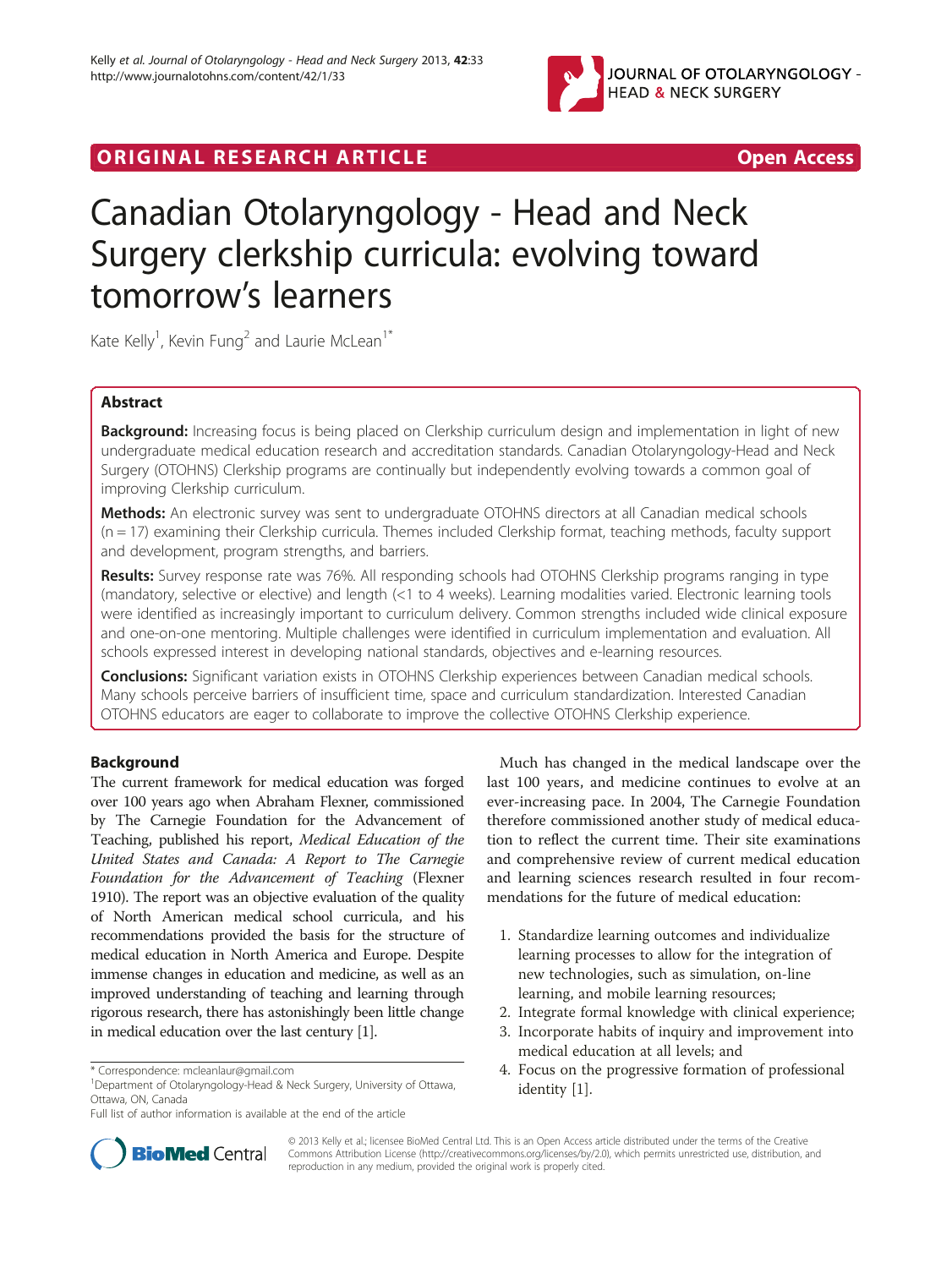ORIGINAL RESEARCH ARTICLE Open Access

# Canadian Otolaryngology - Head and Neck Surgery clerkship curricula: evolving toward tomorrow's learners

Kate Kelly[1], Kevin Fung[2] and Laurie McLean[1*]

## Abstract

**Background:** Increasing focus is being placed on Clerkship curriculum design and implementation in light of new undergraduate medical education research and accreditation standards. Canadian Otolaryngology-Head and Neck Surgery (OTOHNS) Clerkship programs are continually but independently evolving towards a common goal of improving Clerkship curriculum.

**Methods:** An electronic survey was sent to undergraduate OTOHNS directors at all Canadian medical schools (n = 17) examining their Clerkship curricula. Themes included Clerkship format, teaching methods, faculty support and development, program strengths, and barriers.

**Results:** Survey response rate was 76%. All responding schools had OTOHNS Clerkship programs ranging in type (mandatory, selective or elective) and length (<1 to 4 weeks). Learning modalities varied. Electronic learning tools were identified as increasingly important to curriculum delivery. Common strengths included wide clinical exposure and one-on-one mentoring. Multiple challenges were identified in curriculum implementation and evaluation. All schools expressed interest in developing national standards, objectives and e-learning resources.

**Conclusions:** Significant variation exists in OTOHNS Clerkship experiences between Canadian medical schools. Many schools perceive barriers of insufficient time, space and curriculum standardization. Interested Canadian OTOHNS educators are eager to collaborate to improve the collective OTOHNS Clerkship experience.

## Background

The current framework for medical education was forged over 100 years ago when Abraham Flexner, commissioned by The Carnegie Foundation for the Advancement of Teaching, published his report, *Medical Education of the United States and Canada: A Report to The Carnegie Foundation for the Advancement of Teaching* (Flexner 1910). The report was an objective evaluation of the quality of North American medical school curricula, and his recommendations provided the basis for the structure of medical education in North America and Europe. Despite immense changes in education and medicine, as well as an improved understanding of teaching and learning through rigorous research, there has astonishingly been little change in medical education over the last century [1].

Much has changed in the medical landscape over the last 100 years, and medicine continues to evolve at an ever-increasing pace. In 2004, The Carnegie Foundation therefore commissioned another study of medical education to reflect the current time. Their site examinations and comprehensive review of current medical education and learning sciences research resulted in four recommendations for the future of medical education:

1. Standardize learning outcomes and individualize learning processes to allow for the integration of new technologies, such as simulation, on-line learning, and mobile learning resources;
2. Integrate formal knowledge with clinical experience;
3. Incorporate habits of inquiry and improvement into medical education at all levels; and
4. Focus on the progressive formation of professional identity [1].

\* Correspondence: mcleanlaur@gmail.com
[1]Department of Otolaryngology-Head & Neck Surgery, University of Ottawa, Ottawa, ON, Canada
Full list of author information is available at the end of the article

© 2013 Kelly et al.; licensee BioMed Central Ltd. This is an Open Access article distributed under the terms of the Creative Commons Attribution License (http://creativecommons.org/licenses/by/2.0), which permits unrestricted use, distribution, and reproduction in any medium, provided the original work is properly cited.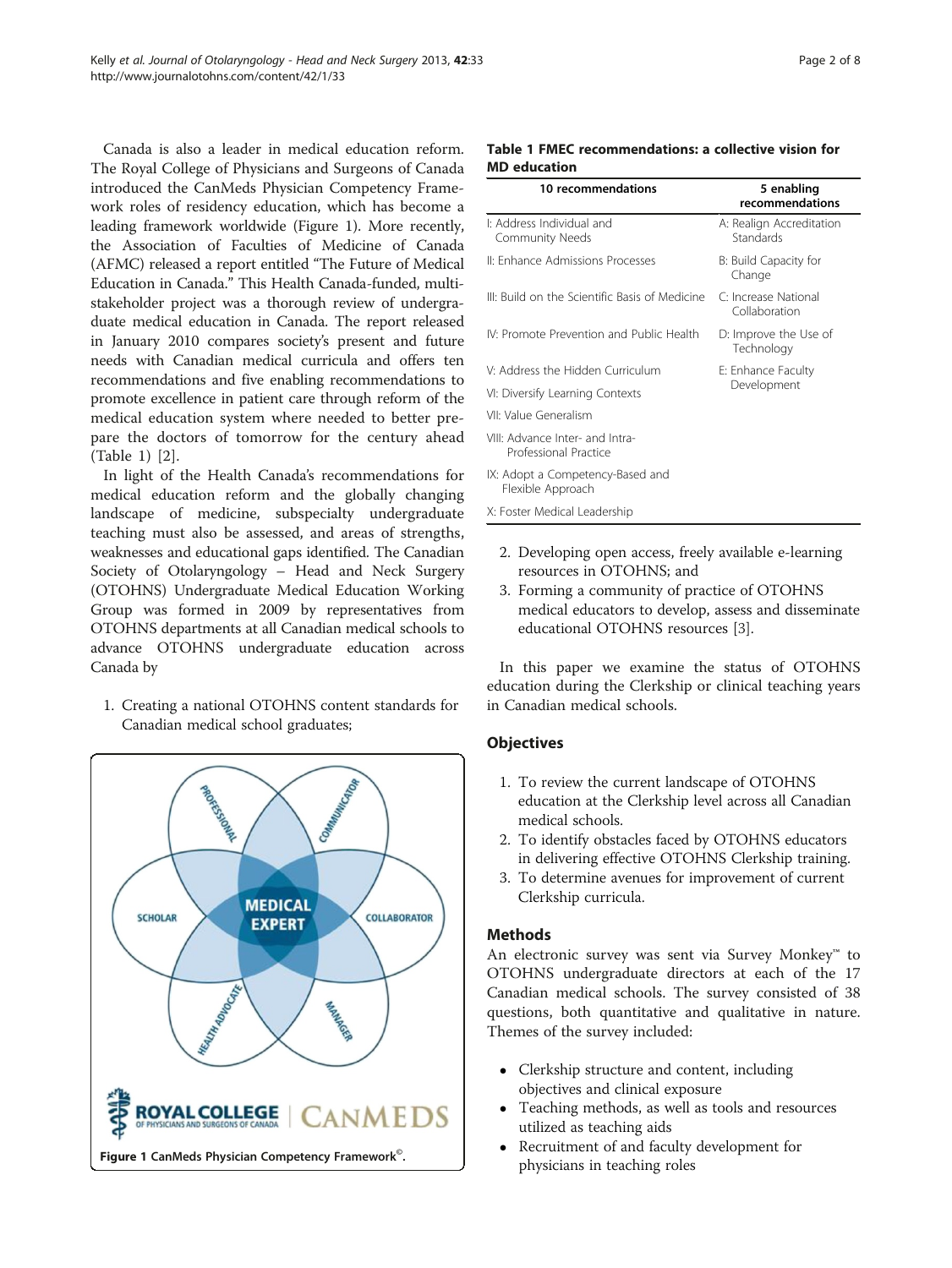Canada is also a leader in medical education reform. The Royal College of Physicians and Surgeons of Canada introduced the CanMeds Physician Competency Framework roles of residency education, which has become a leading framework worldwide (Figure 1). More recently, the Association of Faculties of Medicine of Canada (AFMC) released a report entitled "The Future of Medical Education in Canada." This Health Canada-funded, multi-stakeholder project was a thorough review of undergraduate medical education in Canada. The report released in January 2010 compares society's present and future needs with Canadian medical curricula and offers ten recommendations and five enabling recommendations to promote excellence in patient care through reform of the medical education system where needed to better prepare the doctors of tomorrow for the century ahead (Table 1) [2].

In light of the Health Canada's recommendations for medical education reform and the globally changing landscape of medicine, subspecialty undergraduate teaching must also be assessed, and areas of strengths, weaknesses and educational gaps identified. The Canadian Society of Otolaryngology – Head and Neck Surgery (OTOHNS) Undergraduate Medical Education Working Group was formed in 2009 by representatives from OTOHNS departments at all Canadian medical schools to advance OTOHNS undergraduate education across Canada by

1. Creating a national OTOHNS content standards for Canadian medical school graduates;
2. Developing open access, freely available e-learning resources in OTOHNS; and
3. Forming a community of practice of OTOHNS medical educators to develop, assess and disseminate educational OTOHNS resources [3].

Figure 1 CanMeds Physician Competency Framework©.

**Table 1 FMEC recommendations: a collective vision for MD education**

| 10 recommendations | 5 enabling recommendations |
|---|---|
| I: Address Individual and Community Needs | A: Realign Accreditation Standards |
| II: Enhance Admissions Processes | B: Build Capacity for Change |
| III: Build on the Scientific Basis of Medicine | C: Increase National Collaboration |
| IV: Promote Prevention and Public Health | D: Improve the Use of Technology |
| V: Address the Hidden Curriculum | E: Enhance Faculty Development |
| VI: Diversify Learning Contexts | |
| VII: Value Generalism | |
| VIII: Advance Inter- and Intra-Professional Practice | |
| IX: Adopt a Competency-Based and Flexible Approach | |
| X: Foster Medical Leadership | |

In this paper we examine the status of OTOHNS education during the Clerkship or clinical teaching years in Canadian medical schools.

## Objectives

1. To review the current landscape of OTOHNS education at the Clerkship level across all Canadian medical schools.
2. To identify obstacles faced by OTOHNS educators in delivering effective OTOHNS Clerkship training.
3. To determine avenues for improvement of current Clerkship curricula.

## Methods

An electronic survey was sent via Survey Monkey™ to OTOHNS undergraduate directors at each of the 17 Canadian medical schools. The survey consisted of 38 questions, both quantitative and qualitative in nature. Themes of the survey included:

- Clerkship structure and content, including objectives and clinical exposure
- Teaching methods, as well as tools and resources utilized as teaching aids
- Recruitment of and faculty development for physicians in teaching roles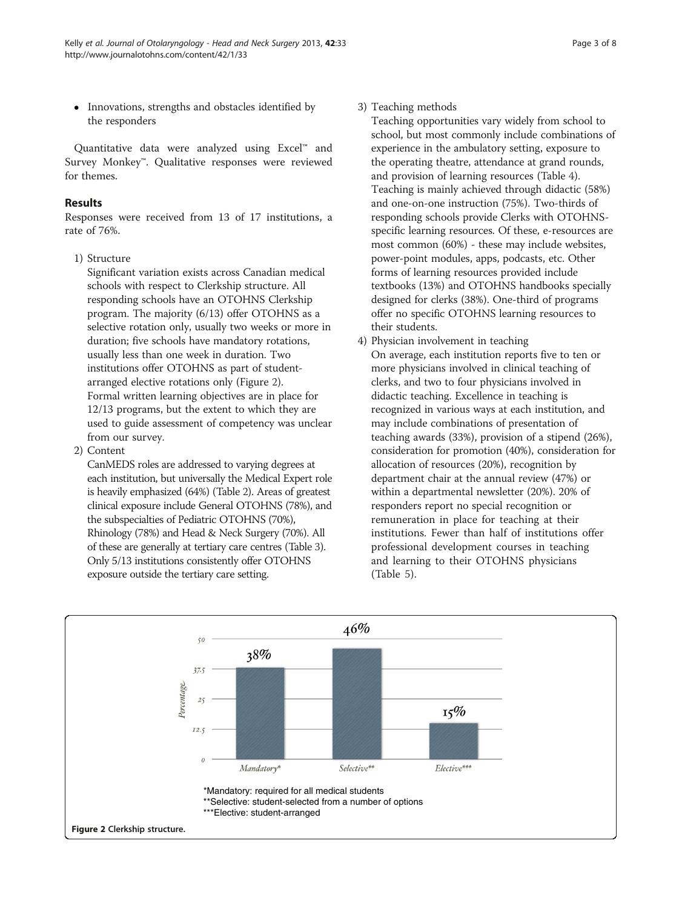- Innovations, strengths and obstacles identified by the responders

Quantitative data were analyzed using Excel™ and Survey Monkey™. Qualitative responses were reviewed for themes.

## Results

Responses were received from 13 of 17 institutions, a rate of 76%.

1) Structure

   Significant variation exists across Canadian medical schools with respect to Clerkship structure. All responding schools have an OTOHNS Clerkship program. The majority (6/13) offer OTOHNS as a selective rotation only, usually two weeks or more in duration; five schools have mandatory rotations, usually less than one week in duration. Two institutions offer OTOHNS as part of student-arranged elective rotations only (Figure 2).

   Formal written learning objectives are in place for 12/13 programs, but the extent to which they are used to guide assessment of competency was unclear from our survey.

2) Content

   CanMEDS roles are addressed to varying degrees at each institution, but universally the Medical Expert role is heavily emphasized (64%) (Table 2). Areas of greatest clinical exposure include General OTOHNS (78%), and the subspecialties of Pediatric OTOHNS (70%), Rhinology (78%) and Head & Neck Surgery (70%). All of these are generally at tertiary care centres (Table 3). Only 5/13 institutions consistently offer OTOHNS exposure outside the tertiary care setting.

3) Teaching methods

   Teaching opportunities vary widely from school to school, but most commonly include combinations of experience in the ambulatory setting, exposure to the operating theatre, attendance at grand rounds, and provision of learning resources (Table 4). Teaching is mainly achieved through didactic (58%) and one-on-one instruction (75%). Two-thirds of responding schools provide Clerks with OTOHNS-specific learning resources. Of these, e-resources are most common (60%) - these may include websites, power-point modules, apps, podcasts, etc. Other forms of learning resources provided include textbooks (13%) and OTOHNS handbooks specially designed for clerks (38%). One-third of programs offer no specific OTOHNS learning resources to their students.

4) Physician involvement in teaching

   On average, each institution reports five to ten or more physicians involved in clinical teaching of clerks, and two to four physicians involved in didactic teaching. Excellence in teaching is recognized in various ways at each institution, and may include combinations of presentation of teaching awards (33%), provision of a stipend (26%), consideration for promotion (40%), consideration for allocation of resources (20%), recognition by department chair at the annual review (47%) or within a departmental newsletter (20%). 20% of responders report no special recognition or remuneration in place for teaching at their institutions. Fewer than half of institutions offer professional development courses in teaching and learning to their OTOHNS physicians (Table 5).

| Clerkship structure | Percentage |
|---|---|
| Mandatory* | 38% |
| Selective** | 46% |
| Elective*** | 15% |

*Mandatory: required for all medical students
**Selective: student-selected from a number of options
***Elective: student-arranged

**Figure 2** Clerkship structure.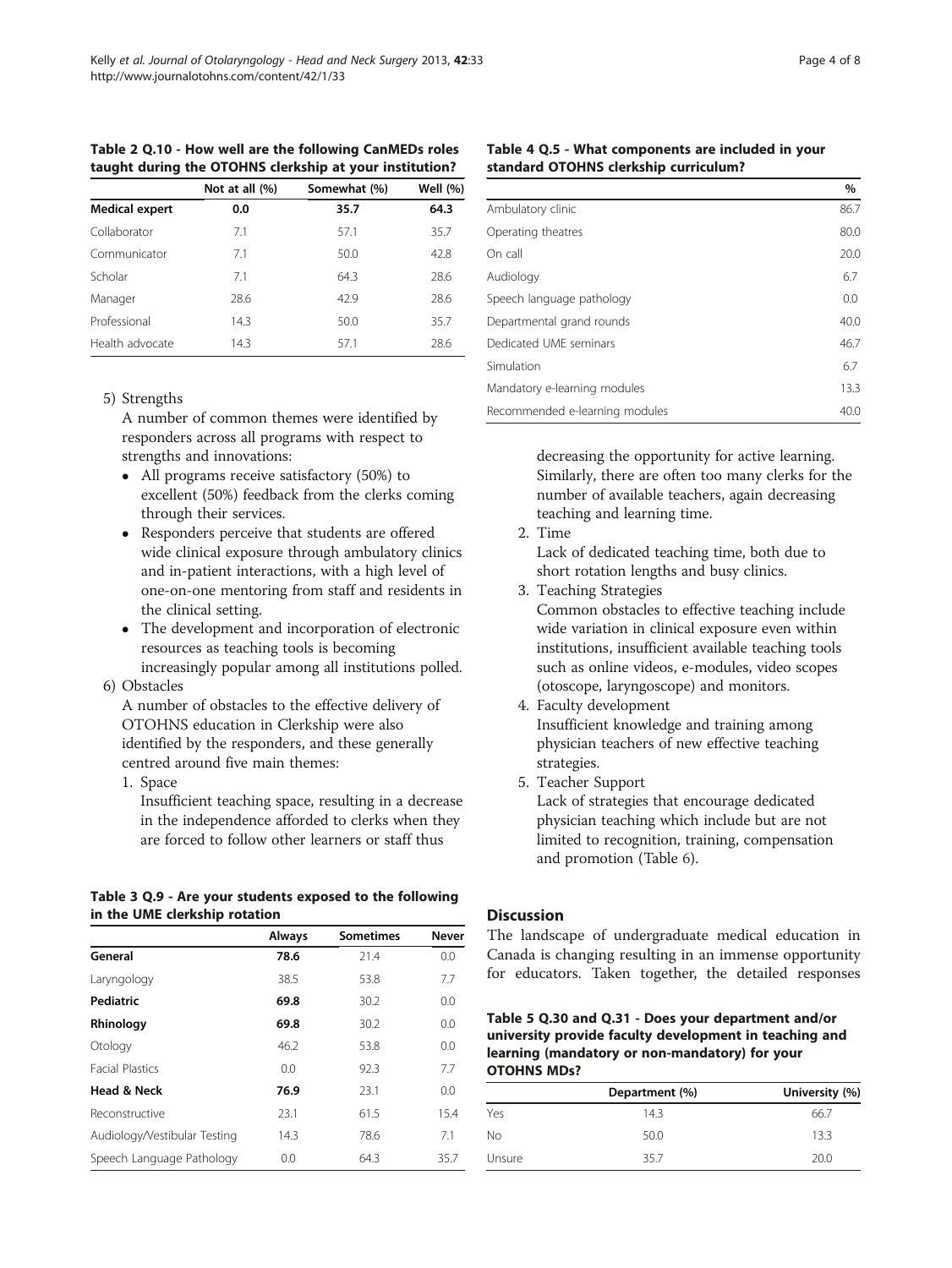**Table 2 Q.10 - How well are the following CanMEDs roles taught during the OTOHNS clerkship at your institution?**

| | Not at all (%) | Somewhat (%) | Well (%) |
|---|---|---|---|
| **Medical expert** | **0.0** | **35.7** | **64.3** |
| Collaborator | 7.1 | 57.1 | 35.7 |
| Communicator | 7.1 | 50.0 | 42.8 |
| Scholar | 7.1 | 64.3 | 28.6 |
| Manager | 28.6 | 42.9 | 28.6 |
| Professional | 14.3 | 50.0 | 35.7 |
| Health advocate | 14.3 | 57.1 | 28.6 |

5) Strengths

A number of common themes were identified by responders across all programs with respect to strengths and innovations:

- All programs receive satisfactory (50%) to excellent (50%) feedback from the clerks coming through their services.
- Responders perceive that students are offered wide clinical exposure through ambulatory clinics and in-patient interactions, with a high level of one-on-one mentoring from staff and residents in the clinical setting.
- The development and incorporation of electronic resources as teaching tools is becoming increasingly popular among all institutions polled.

6) Obstacles

A number of obstacles to the effective delivery of OTOHNS education in Clerkship were also identified by the responders, and these generally centred around five main themes:

1. Space

   Insufficient teaching space, resulting in a decrease in the independence afforded to clerks when they are forced to follow other learners or staff thus decreasing the opportunity for active learning. Similarly, there are often too many clerks for the number of available teachers, again decreasing teaching and learning time.

2. Time

   Lack of dedicated teaching time, both due to short rotation lengths and busy clinics.

3. Teaching Strategies

   Common obstacles to effective teaching include wide variation in clinical exposure even within institutions, insufficient available teaching tools such as online videos, e-modules, video scopes (otoscope, laryngoscope) and monitors.

4. Faculty development

   Insufficient knowledge and training among physician teachers of new effective teaching strategies.

5. Teacher Support

   Lack of strategies that encourage dedicated physician teaching which include but are not limited to recognition, training, compensation and promotion (Table 6).

**Table 3 Q.9 - Are your students exposed to the following in the UME clerkship rotation**

| | Always | Sometimes | Never |
|---|---|---|---|
| **General** | **78.6** | 21.4 | 0.0 |
| Laryngology | 38.5 | 53.8 | 7.7 |
| **Pediatric** | **69.8** | 30.2 | 0.0 |
| **Rhinology** | **69.8** | 30.2 | 0.0 |
| Otology | 46.2 | 53.8 | 0.0 |
| Facial Plastics | 0.0 | 92.3 | 7.7 |
| **Head & Neck** | **76.9** | 23.1 | 0.0 |
| Reconstructive | 23.1 | 61.5 | 15.4 |
| Audiology/Vestibular Testing | 14.3 | 78.6 | 7.1 |
| Speech Language Pathology | 0.0 | 64.3 | 35.7 |

**Table 4 Q.5 - What components are included in your standard OTOHNS clerkship curriculum?**

| | % |
|---|---|
| Ambulatory clinic | 86.7 |
| Operating theatres | 80.0 |
| On call | 20.0 |
| Audiology | 6.7 |
| Speech language pathology | 0.0 |
| Departmental grand rounds | 40.0 |
| Dedicated UME seminars | 46.7 |
| Simulation | 6.7 |
| Mandatory e-learning modules | 13.3 |
| Recommended e-learning modules | 40.0 |

## Discussion

The landscape of undergraduate medical education in Canada is changing resulting in an immense opportunity for educators. Taken together, the detailed responses

**Table 5 Q.30 and Q.31 - Does your department and/or university provide faculty development in teaching and learning (mandatory or non-mandatory) for your OTOHNS MDs?**

| | Department (%) | University (%) |
|---|---|---|
| Yes | 14.3 | 66.7 |
| No | 50.0 | 13.3 |
| Unsure | 35.7 | 20.0 |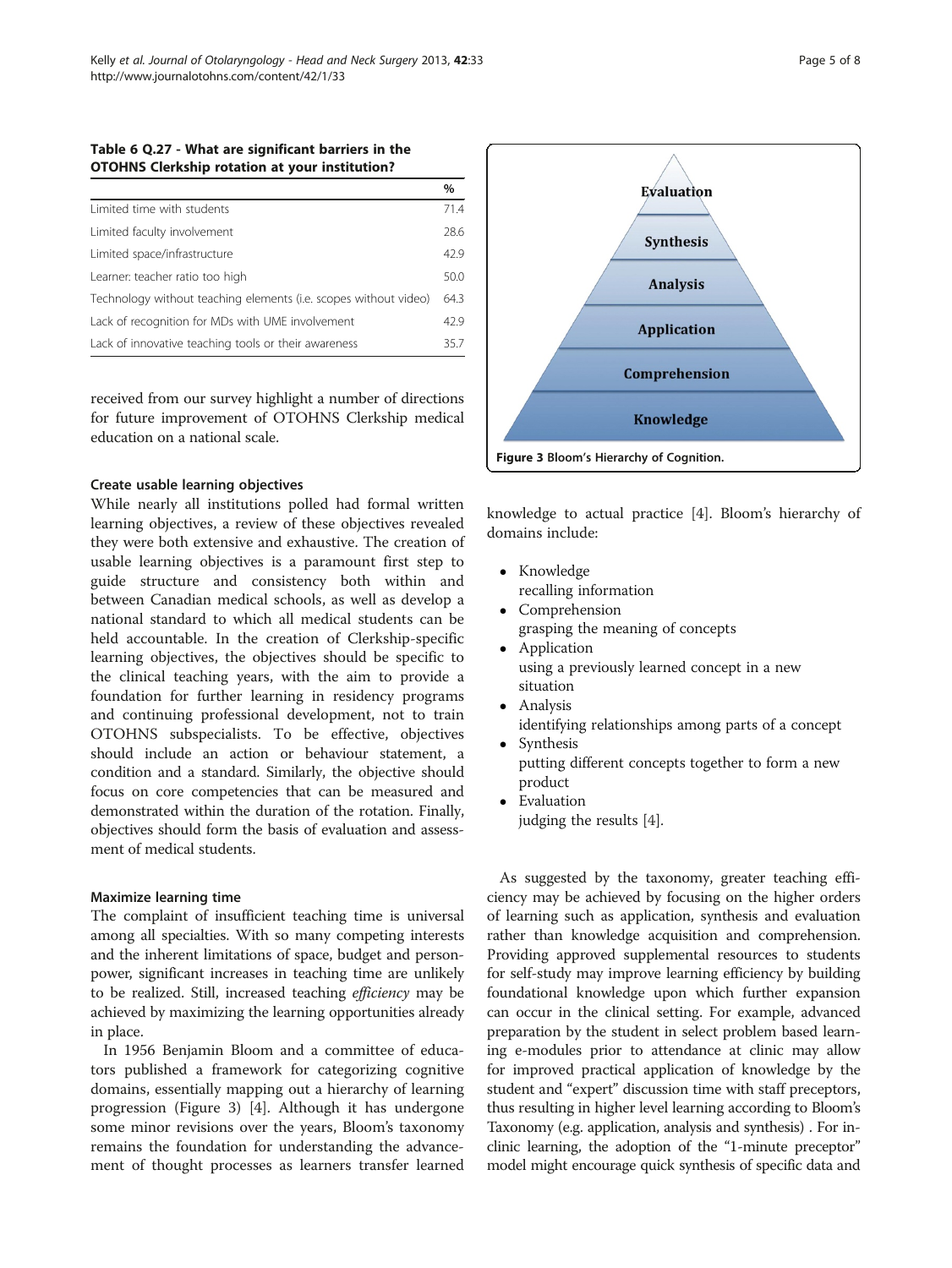**Table 6 Q.27 - What are significant barriers in the OTOHNS Clerkship rotation at your institution?**

| | % |
|---|---|
| Limited time with students | 71.4 |
| Limited faculty involvement | 28.6 |
| Limited space/infrastructure | 42.9 |
| Learner: teacher ratio too high | 50.0 |
| Technology without teaching elements (i.e. scopes without video) | 64.3 |
| Lack of recognition for MDs with UME involvement | 42.9 |
| Lack of innovative teaching tools or their awareness | 35.7 |

received from our survey highlight a number of directions for future improvement of OTOHNS Clerkship medical education on a national scale.

### Create usable learning objectives

While nearly all institutions polled had formal written learning objectives, a review of these objectives revealed they were both extensive and exhaustive. The creation of usable learning objectives is a paramount first step to guide structure and consistency both within and between Canadian medical schools, as well as develop a national standard to which all medical students can be held accountable. In the creation of Clerkship-specific learning objectives, the objectives should be specific to the clinical teaching years, with the aim to provide a foundation for further learning in residency programs and continuing professional development, not to train OTOHNS subspecialists. To be effective, objectives should include an action or behaviour statement, a condition and a standard. Similarly, the objective should focus on core competencies that can be measured and demonstrated within the duration of the rotation. Finally, objectives should form the basis of evaluation and assessment of medical students.

### Maximize learning time

The complaint of insufficient teaching time is universal among all specialties. With so many competing interests and the inherent limitations of space, budget and personpower, significant increases in teaching time are unlikely to be realized. Still, increased teaching *efficiency* may be achieved by maximizing the learning opportunities already in place.

In 1956 Benjamin Bloom and a committee of educators published a framework for categorizing cognitive domains, essentially mapping out a hierarchy of learning progression (Figure 3) [4]. Although it has undergone some minor revisions over the years, Bloom's taxonomy remains the foundation for understanding the advancement of thought processes as learners transfer learned knowledge to actual practice [4]. Bloom's hierarchy of domains include:

**Figure 3** Bloom's Hierarchy of Cognition.

- Knowledge
  recalling information
- Comprehension
  grasping the meaning of concepts
- Application
  using a previously learned concept in a new situation
- Analysis
  identifying relationships among parts of a concept
- Synthesis
  putting different concepts together to form a new product
- Evaluation
  judging the results [4].

As suggested by the taxonomy, greater teaching efficiency may be achieved by focusing on the higher orders of learning such as application, synthesis and evaluation rather than knowledge acquisition and comprehension. Providing approved supplemental resources to students for self-study may improve learning efficiency by building foundational knowledge upon which further expansion can occur in the clinical setting. For example, advanced preparation by the student in select problem based learning e-modules prior to attendance at clinic may allow for improved practical application of knowledge by the student and "expert" discussion time with staff preceptors, thus resulting in higher level learning according to Bloom's Taxonomy (e.g. application, analysis and synthesis) . For in-clinic learning, the adoption of the "1-minute preceptor" model might encourage quick synthesis of specific data and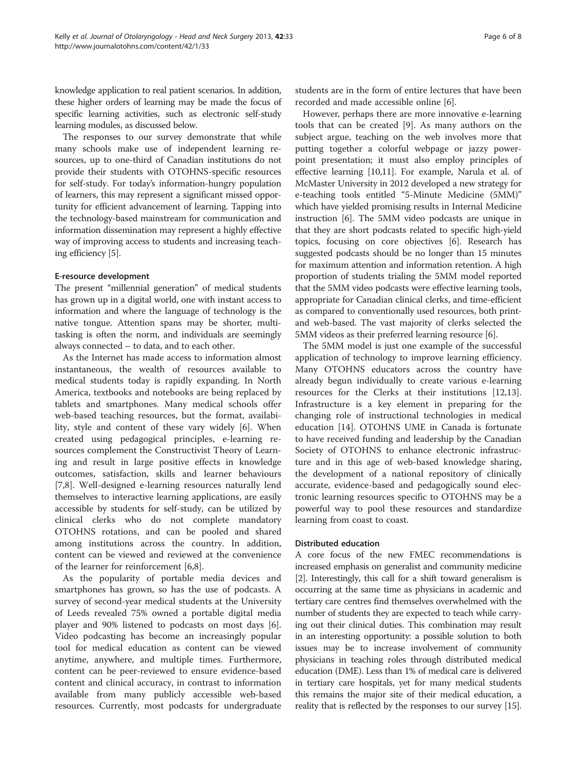knowledge application to real patient scenarios. In addition, these higher orders of learning may be made the focus of specific learning activities, such as electronic self-study learning modules, as discussed below.

The responses to our survey demonstrate that while many schools make use of independent learning resources, up to one-third of Canadian institutions do not provide their students with OTOHNS-specific resources for self-study. For today's information-hungry population of learners, this may represent a significant missed opportunity for efficient advancement of learning. Tapping into the technology-based mainstream for communication and information dissemination may represent a highly effective way of improving access to students and increasing teaching efficiency [5].

### E-resource development

The present "millennial generation" of medical students has grown up in a digital world, one with instant access to information and where the language of technology is the native tongue. Attention spans may be shorter, multitasking is often the norm, and individuals are seemingly always connected – to data, and to each other.

As the Internet has made access to information almost instantaneous, the wealth of resources available to medical students today is rapidly expanding. In North America, textbooks and notebooks are being replaced by tablets and smartphones. Many medical schools offer web-based teaching resources, but the format, availability, style and content of these vary widely [6]. When created using pedagogical principles, e-learning resources complement the Constructivist Theory of Learning and result in large positive effects in knowledge outcomes, satisfaction, skills and learner behaviours [7,8]. Well-designed e-learning resources naturally lend themselves to interactive learning applications, are easily accessible by students for self-study, can be utilized by clinical clerks who do not complete mandatory OTOHNS rotations, and can be pooled and shared among institutions across the country. In addition, content can be viewed and reviewed at the convenience of the learner for reinforcement [6,8].

As the popularity of portable media devices and smartphones has grown, so has the use of podcasts. A survey of second-year medical students at the University of Leeds revealed 75% owned a portable digital media player and 90% listened to podcasts on most days [6]. Video podcasting has become an increasingly popular tool for medical education as content can be viewed anytime, anywhere, and multiple times. Furthermore, content can be peer-reviewed to ensure evidence-based content and clinical accuracy, in contrast to information available from many publicly accessible web-based resources. Currently, most podcasts for undergraduate students are in the form of entire lectures that have been recorded and made accessible online [6].

However, perhaps there are more innovative e-learning tools that can be created [9]. As many authors on the subject argue, teaching on the web involves more that putting together a colorful webpage or jazzy powerpoint presentation; it must also employ principles of effective learning [10,11]. For example, Narula et al. of McMaster University in 2012 developed a new strategy for e-teaching tools entitled "5-Minute Medicine (5MM)" which have yielded promising results in Internal Medicine instruction [6]. The 5MM video podcasts are unique in that they are short podcasts related to specific high-yield topics, focusing on core objectives [6]. Research has suggested podcasts should be no longer than 15 minutes for maximum attention and information retention. A high proportion of students trialing the 5MM model reported that the 5MM video podcasts were effective learning tools, appropriate for Canadian clinical clerks, and time-efficient as compared to conventionally used resources, both print- and web-based. The vast majority of clerks selected the 5MM videos as their preferred learning resource [6].

The 5MM model is just one example of the successful application of technology to improve learning efficiency. Many OTOHNS educators across the country have already begun individually to create various e-learning resources for the Clerks at their institutions [12,13]. Infrastructure is a key element in preparing for the changing role of instructional technologies in medical education [14]. OTOHNS UME in Canada is fortunate to have received funding and leadership by the Canadian Society of OTOHNS to enhance electronic infrastructure and in this age of web-based knowledge sharing, the development of a national repository of clinically accurate, evidence-based and pedagogically sound electronic learning resources specific to OTOHNS may be a powerful way to pool these resources and standardize learning from coast to coast.

### Distributed education

A core focus of the new FMEC recommendations is increased emphasis on generalist and community medicine [2]. Interestingly, this call for a shift toward generalism is occurring at the same time as physicians in academic and tertiary care centres find themselves overwhelmed with the number of students they are expected to teach while carrying out their clinical duties. This combination may result in an interesting opportunity: a possible solution to both issues may be to increase involvement of community physicians in teaching roles through distributed medical education (DME). Less than 1% of medical care is delivered in tertiary care hospitals, yet for many medical students this remains the major site of their medical education, a reality that is reflected by the responses to our survey [15].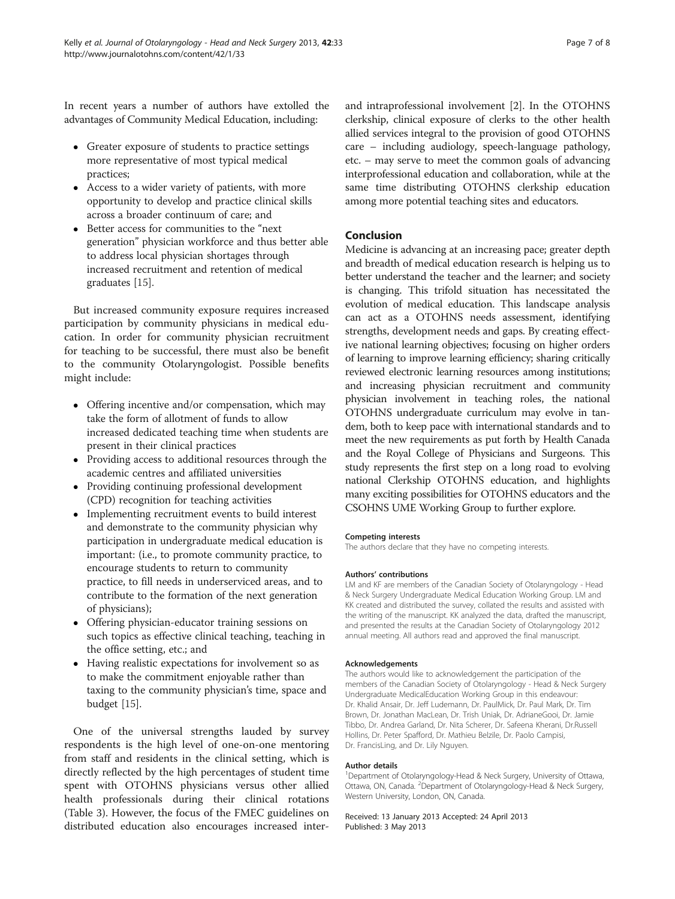In recent years a number of authors have extolled the advantages of Community Medical Education, including:

- Greater exposure of students to practice settings more representative of most typical medical practices;
- Access to a wider variety of patients, with more opportunity to develop and practice clinical skills across a broader continuum of care; and
- Better access for communities to the "next generation" physician workforce and thus better able to address local physician shortages through increased recruitment and retention of medical graduates [15].

But increased community exposure requires increased participation by community physicians in medical education. In order for community physician recruitment for teaching to be successful, there must also be benefit to the community Otolaryngologist. Possible benefits might include:

- Offering incentive and/or compensation, which may take the form of allotment of funds to allow increased dedicated teaching time when students are present in their clinical practices
- Providing access to additional resources through the academic centres and affiliated universities
- Providing continuing professional development (CPD) recognition for teaching activities
- Implementing recruitment events to build interest and demonstrate to the community physician why participation in undergraduate medical education is important: (i.e., to promote community practice, to encourage students to return to community practice, to fill needs in underserviced areas, and to contribute to the formation of the next generation of physicians);
- Offering physician-educator training sessions on such topics as effective clinical teaching, teaching in the office setting, etc.; and
- Having realistic expectations for involvement so as to make the commitment enjoyable rather than taxing to the community physician's time, space and budget [15].

One of the universal strengths lauded by survey respondents is the high level of one-on-one mentoring from staff and residents in the clinical setting, which is directly reflected by the high percentages of student time spent with OTOHNS physicians versus other allied health professionals during their clinical rotations (Table 3). However, the focus of the FMEC guidelines on distributed education also encourages increased inter- and intraprofessional involvement [2]. In the OTOHNS clerkship, clinical exposure of clerks to the other health allied services integral to the provision of good OTOHNS care – including audiology, speech-language pathology, etc. – may serve to meet the common goals of advancing interprofessional education and collaboration, while at the same time distributing OTOHNS clerkship education among more potential teaching sites and educators.

## Conclusion

Medicine is advancing at an increasing pace; greater depth and breadth of medical education research is helping us to better understand the teacher and the learner; and society is changing. This trifold situation has necessitated the evolution of medical education. This landscape analysis can act as a OTOHNS needs assessment, identifying strengths, development needs and gaps. By creating effective national learning objectives; focusing on higher orders of learning to improve learning efficiency; sharing critically reviewed electronic learning resources among institutions; and increasing physician recruitment and community physician involvement in teaching roles, the national OTOHNS undergraduate curriculum may evolve in tandem, both to keep pace with international standards and to meet the new requirements as put forth by Health Canada and the Royal College of Physicians and Surgeons. This study represents the first step on a long road to evolving national Clerkship OTOHNS education, and highlights many exciting possibilities for OTOHNS educators and the CSOHNS UME Working Group to further explore.

#### Competing interests

The authors declare that they have no competing interests.

#### Authors' contributions

LM and KF are members of the Canadian Society of Otolaryngology - Head & Neck Surgery Undergraduate Medical Education Working Group. LM and KK created and distributed the survey, collated the results and assisted with the writing of the manuscript. KK analyzed the data, drafted the manuscript, and presented the results at the Canadian Society of Otolaryngology 2012 annual meeting. All authors read and approved the final manuscript.

#### Acknowledgements

The authors would like to acknowledgement the participation of the members of the Canadian Society of Otolaryngology - Head & Neck Surgery Undergraduate MedicalEducation Working Group in this endeavour: Dr. Khalid Ansair, Dr. Jeff Ludemann, Dr. PaulMick, Dr. Paul Mark, Dr. Tim Brown, Dr. Jonathan MacLean, Dr. Trish Uniak, Dr. AdrianeGooi, Dr. Jamie Tibbo, Dr. Andrea Garland, Dr. Nita Scherer, Dr. Safeena Kherani, Dr.Russell Hollins, Dr. Peter Spafford, Dr. Mathieu Belzile, Dr. Paolo Campisi, Dr. FrancisLing, and Dr. Lily Nguyen.

#### Author details

[1]Department of Otolaryngology-Head & Neck Surgery, University of Ottawa, Ottawa, ON, Canada. [2]Department of Otolaryngology-Head & Neck Surgery, Western University, London, ON, Canada.

Received: 13 January 2013 Accepted: 24 April 2013
Published: 3 May 2013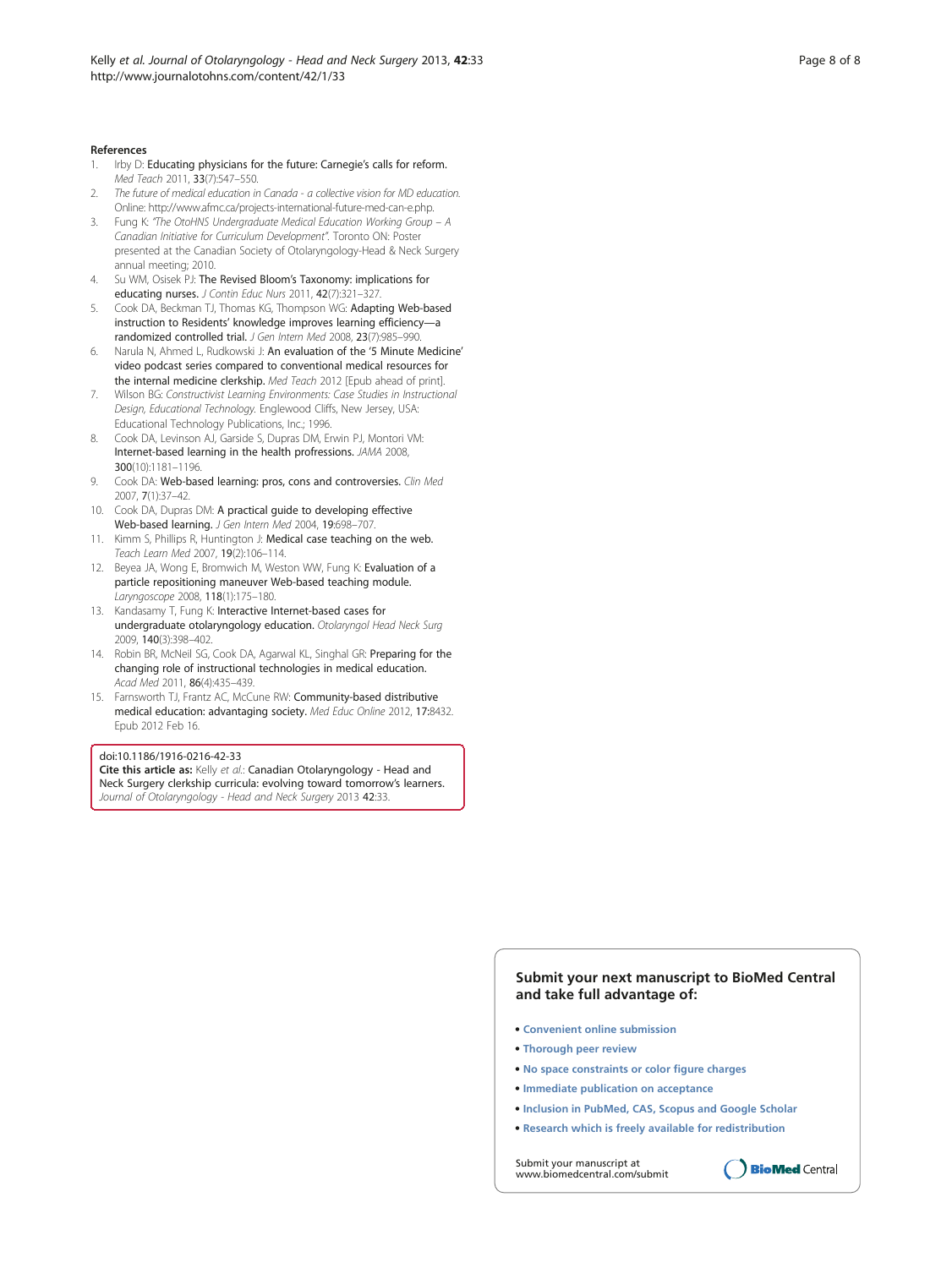### References

1. Irby D: **Educating physicians for the future: Carnegie's calls for reform.** *Med Teach* 2011, **33**(7):547–550.
2. *The future of medical education in Canada - a collective vision for MD education.* Online: http://www.afmc.ca/projects-international-future-med-can-e.php.
3. Fung K: *"The OtoHNS Undergraduate Medical Education Working Group – A Canadian Initiative for Curriculum Development".* Toronto ON: Poster presented at the Canadian Society of Otolaryngology-Head & Neck Surgery annual meeting; 2010.
4. Su WM, Osisek PJ: **The Revised Bloom's Taxonomy: implications for educating nurses.** *J Contin Educ Nurs* 2011, **42**(7):321–327.
5. Cook DA, Beckman TJ, Thomas KG, Thompson WG: **Adapting Web-based instruction to Residents' knowledge improves learning efficiency—a randomized controlled trial.** *J Gen Intern Med* 2008, **23**(7):985–990.
6. Narula N, Ahmed L, Rudkowski J: **An evaluation of the '5 Minute Medicine' video podcast series compared to conventional medical resources for the internal medicine clerkship.** *Med Teach* 2012 [Epub ahead of print].
7. Wilson BG: *Constructivist Learning Environments: Case Studies in Instructional Design, Educational Technology.* Englewood Cliffs, New Jersey, USA: Educational Technology Publications, Inc.; 1996.
8. Cook DA, Levinson AJ, Garside S, Dupras DM, Erwin PJ, Montori VM: **Internet-based learning in the health professions.** *JAMA* 2008, **300**(10):1181–1196.
9. Cook DA: **Web-based learning: pros, cons and controversies.** *Clin Med* 2007, **7**(1):37–42.
10. Cook DA, Dupras DM: **A practical guide to developing effective Web-based learning.** *J Gen Intern Med* 2004, **19**:698–707.
11. Kimm S, Phillips R, Huntington J: **Medical case teaching on the web.** *Teach Learn Med* 2007, **19**(2):106–114.
12. Beyea JA, Wong E, Bromwich M, Weston WW, Fung K: **Evaluation of a particle repositioning maneuver Web-based teaching module.** *Laryngoscope* 2008, **118**(1):175–180.
13. Kandasamy T, Fung K: **Interactive Internet-based cases for undergraduate otolaryngology education.** *Otolaryngol Head Neck Surg* 2009, **140**(3):398–402.
14. Robin BR, McNeil SG, Cook DA, Agarwal KL, Singhal GR: **Preparing for the changing role of instructional technologies in medical education.** *Acad Med* 2011, **86**(4):435–439.
15. Farnsworth TJ, Frantz AC, McCune RW: **Community-based distributive medical education: advantaging society.** *Med Educ Online* 2012, **17**:8432. Epub 2012 Feb 16.

doi:10.1186/1916-0216-42-33

**Cite this article as:** Kelly *et al.*: Canadian Otolaryngology - Head and Neck Surgery clerkship curricula: evolving toward tomorrow's learners. *Journal of Otolaryngology - Head and Neck Surgery* 2013 **42**:33.

**Submit your next manuscript to BioMed Central and take full advantage of:**

- **Convenient online submission**
- **Thorough peer review**
- **No space constraints or color figure charges**
- **Immediate publication on acceptance**
- **Inclusion in PubMed, CAS, Scopus and Google Scholar**
- **Research which is freely available for redistribution**

Submit your manuscript at www.biomedcentral.com/submit

BioMed Central